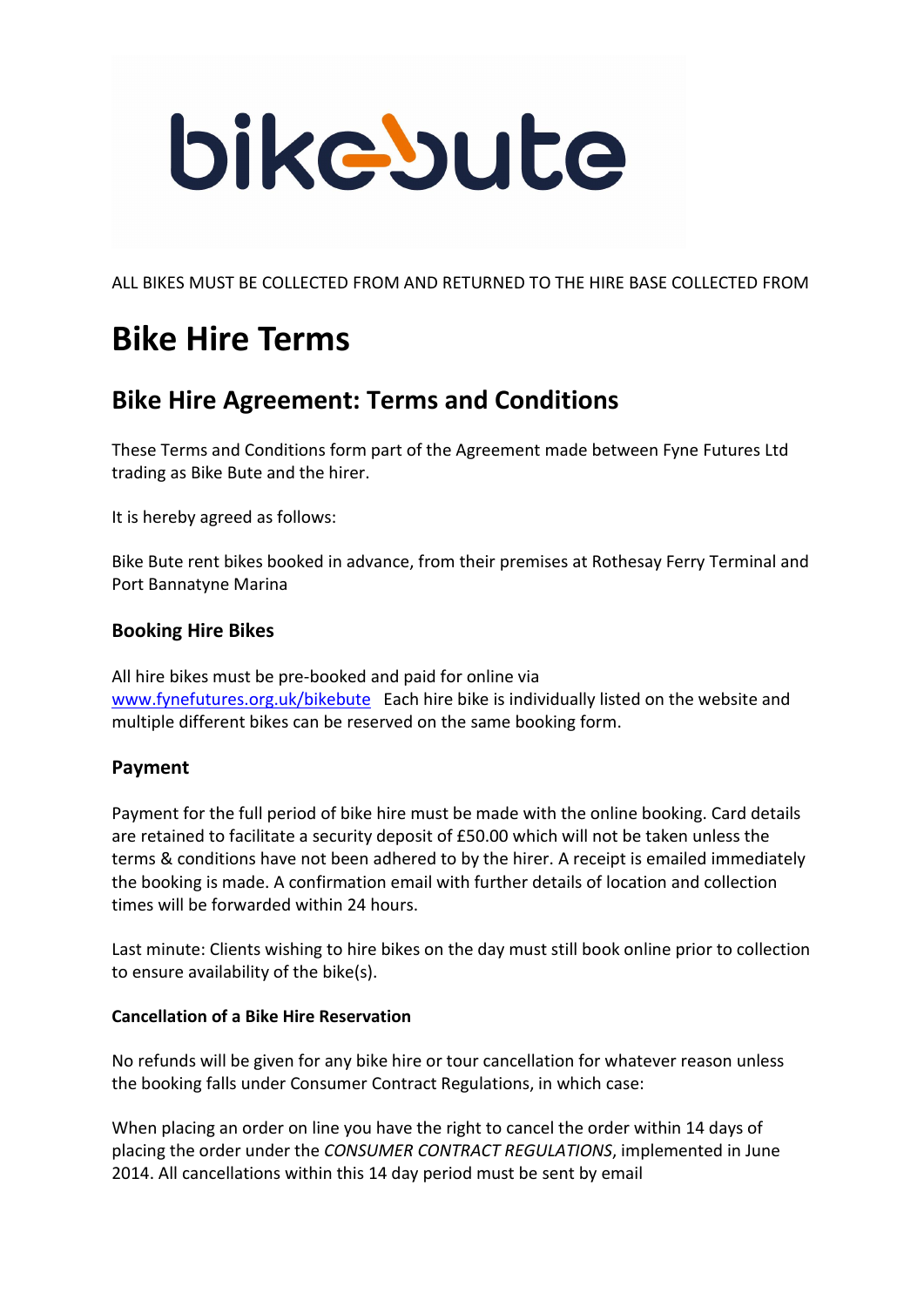ALL BIKES MUST BE COLLECTED FROM AND RETURNED TO THE HIRE BASE COLLECTED FROM

# Bike Hire Terms

## Bike Hire Agreement: Terms and Conditions

These Terms and Conditions form part of the Agreement made between Fyne Futures Ltd trading as Bike Bute and the hirer.

It is hereby agreed as follows:

Bike Bute rent bikes booked in advance, from their premises at Rothesay Ferry Terminal and Port Bannatyne Marina

### Booking Hire Bikes

All hire bikes must be pre-booked and paid for online via www.fynefutures.org.uk/bikebute Each hire bike is individually listed on the website and multiple different bikes can be reserved on the same booking form.

### Payment

Payment for the full period of bike hire must be made with the online booking. Card details are retained to facilitate a security deposit of £50.00 which will not be taken unless the terms & conditions have not been adhered to by the hirer. A receipt is emailed immediately the booking is made. A confirmation email with further details of location and collection times will be forwarded within 24 hours.

Last minute: Clients wishing to hire bikes on the day must still book online prior to collection to ensure availability of the bike(s).

#### Cancellation of a Bike Hire Reservation

No refunds will be given for any bike hire or tour cancellation for whatever reason unless the booking falls under Consumer Contract Regulations, in which case:

When placing an order on line you have the right to cancel the order within 14 days of placing the order under the *CONSUMER CONTRACT REGULATIONS*, implemented in June 2014. All cancellations within this 14 day period must be sent by email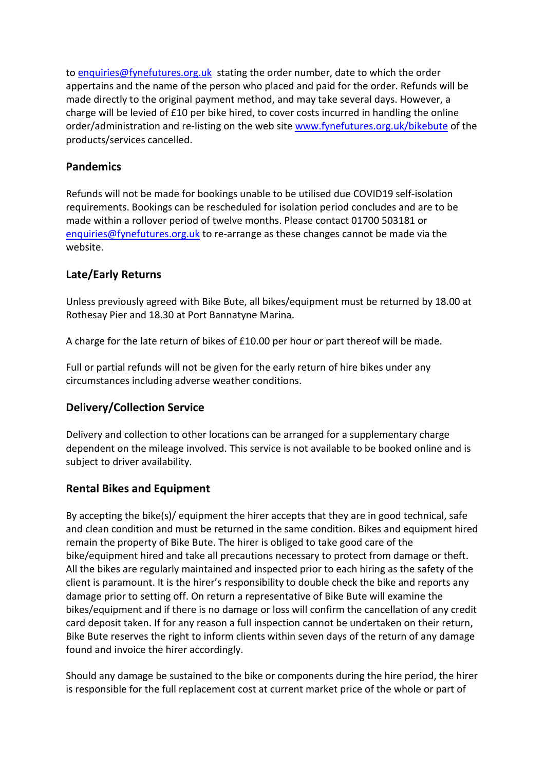to [enquiries@fynefutures.org.uk](mailto:enquiries@fynefutures.org.uk) stating the order number, date to which the order appertains and the name of the person who placed and paid for the order. Refunds will be made directly to the original payment method, and may take several days. However, a charge will be levied of £10 per bike hired, to cover costs incurred in handling the online order/administration and re-listing on the web site [www.fynefutures.org.uk/bikebute](http://www.fynefutures.org.uk/bikebute) of the products/services cancelled.

## Pandemics

Refunds will not be made for bookings unable to be utilised due COVID19 self-isolation requirements. Bookings can be rescheduled for isolation period concludes and are to be made within a rollover period of twelve months. Please contact 01700 503181 or [enquiries@fynefutures.org.uk](mailto:enquiries@fynefutures.org.uk) to re-arrange as these changes cannot be made via the website.

## Late/Early Returns

Unless previously agreed with Bike Bute, all bikes/equipment must be returned by 18.00 at Rothesay Pier and 18.30 at Port Bannatyne Marina.

A charge for the late return of bikes of £10.00 per hour or part thereof will be made.

Full or partial refunds will not be given for the early return of hire bikes under any circumstances including adverse weather conditions.

## Delivery/Collection Service

Delivery and collection to other locations can be arranged for a supplementary charge dependent on the mileage involved. This service is not available to be booked online and is subject to driver availability.

## Rental Bikes and Equipment

By accepting the bike(s)/ equipment the hirer accepts that they are in good technical, safe and clean condition and must be returned in the same condition. Bikes and equipment hired remain the property of Bike Bute. The hirer is obliged to take good care of the bike/equipment hired and take all precautions necessary to protect from damage or theft. All the bikes are regularly maintained and inspected prior to each hiring as the safety of the client is paramount. It is the hirer's responsibility to double check the bike and reports any damage prior to setting off. On return a representative of Bike Bute will examine the bikes/equipment and if there is no damage or loss will confirm the cancellation of any credit card deposit taken. If for any reason a full inspection cannot be undertaken on their return, Bike Bute reserves the right to inform clients within seven days of the return of any damage found and invoice the hirer accordingly.

Should any damage be sustained to the bike or components during the hire period, the hirer is responsible for the full replacement cost at current market price of the whole or part of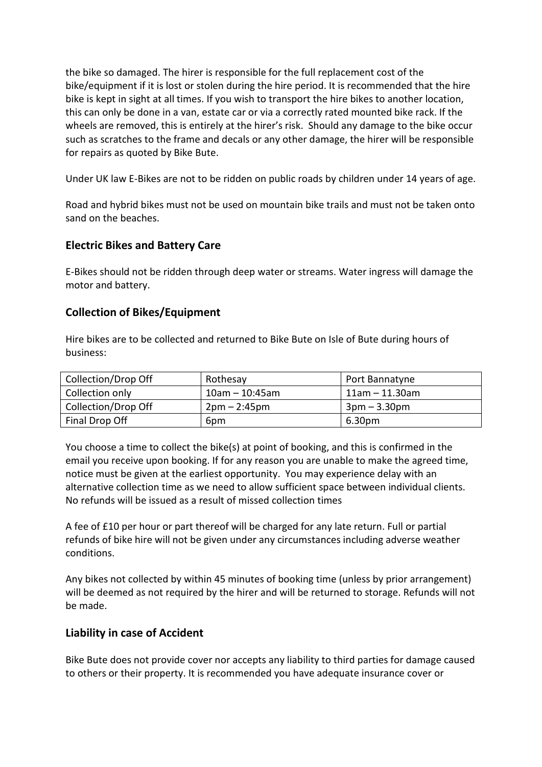the bike so damaged. The hirer is responsible for the full replacement cost of the bike/equipment if it is lost or stolen during the hire period. It is recommended that the hire bike is kept in sight at all times. If you wish to transport the hire bikes to another location, this can only be done in a van, estate car or via a correctly rated mounted bike rack. If the wheels are removed, this is entirely at the hirer's risk. Should any damage to the bike occur such as scratches to the frame and decals or any other damage, the hirer will be responsible for repairs as quoted by Bike Bute.

Under UK law E-Bikes are not to be ridden on public roads by children under 14 years of age.

Road and hybrid bikes must not be used on mountain bike trails and must not be taken onto sand on the beaches.

## Electric Bikes and Battery Care

E-Bikes should not be ridden through deep water or streams. Water ingress will damage the motor and battery.

## Collection of Bikes/Equipment

Hire bikes are to be collected and returned to Bike Bute on Isle of Bute during hours of business:

| Collection/Drop Off | Rothesay | Port Bannatyne |
|---|---|---|
| Collection only | 10am – 10:45am | 11am – 11.30am |
| Collection/Drop Off | 2pm – 2:45pm | 3pm – 3.30pm |
| Final Drop Off | 6pm | 6.30pm |

You choose a time to collect the bike(s) at point of booking, and this is confirmed in the email you receive upon booking. If for any reason you are unable to make the agreed time, notice must be given at the earliest opportunity. You may experience delay with an alternative collection time as we need to allow sufficient space between individual clients. No refunds will be issued as a result of missed collection times

A fee of £10 per hour or part thereof will be charged for any late return. Full or partial refunds of bike hire will not be given under any circumstances including adverse weather conditions.

Any bikes not collected by within 45 minutes of booking time (unless by prior arrangement) will be deemed as not required by the hirer and will be returned to storage. Refunds will not be made.

## Liability in case of Accident

Bike Bute does not provide cover nor accepts any liability to third parties for damage caused to others or their property. It is recommended you have adequate insurance cover or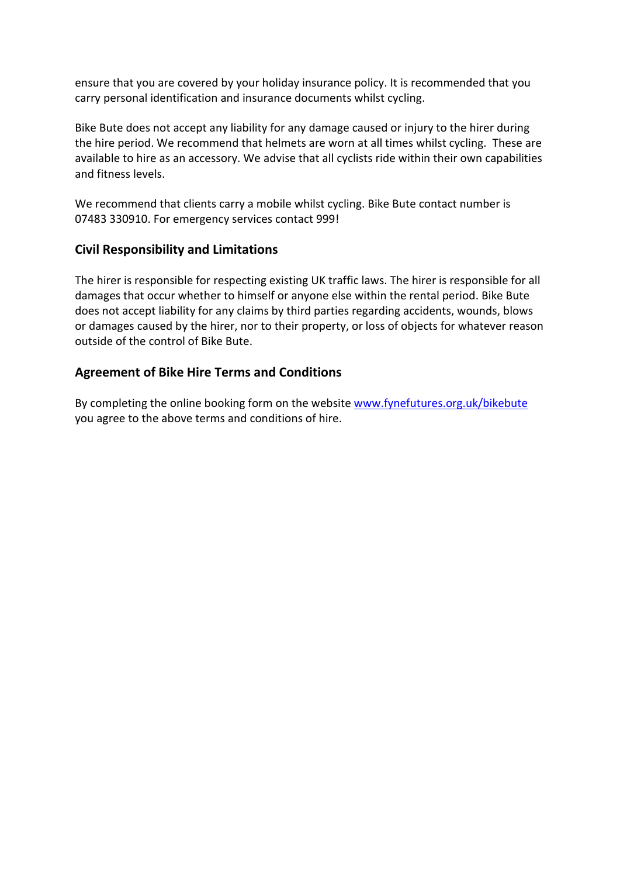ensure that you are covered by your holiday insurance policy. It is recommended that you carry personal identification and insurance documents whilst cycling.

Bike Bute does not accept any liability for any damage caused or injury to the hirer during the hire period. We recommend that helmets are worn at all times whilst cycling. These are available to hire as an accessory. We advise that all cyclists ride within their own capabilities and fitness levels.

We recommend that clients carry a mobile whilst cycling. Bike Bute contact number is 07483 330910. For emergency services contact 999!

## Civil Responsibility and Limitations

The hirer is responsible for respecting existing UK traffic laws. The hirer is responsible for all damages that occur whether to himself or anyone else within the rental period. Bike Bute does not accept liability for any claims by third parties regarding accidents, wounds, blows or damages caused by the hirer, nor to their property, or loss of objects for whatever reason outside of the control of Bike Bute.

## Agreement of Bike Hire Terms and Conditions

By completing the online booking form on the website [www.fynefutures.org.uk/bikebute](http://www.fynefutures.org.uk/bikebute) you agree to the above terms and conditions of hire.